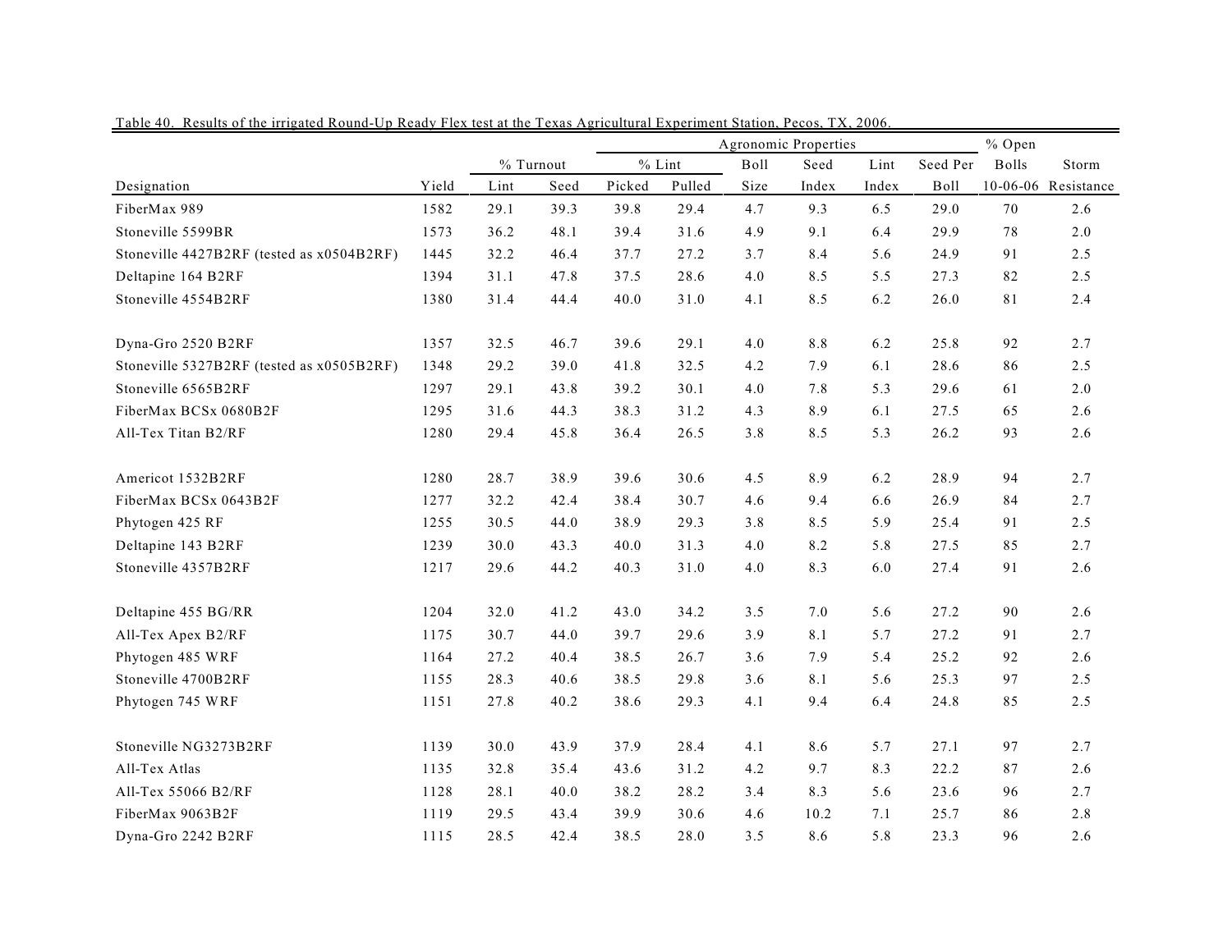Table 40. Results of the irrigated Round-Up Ready Flex test at the Texas Agricultural Experiment Station, Pecos, TX, 2006.

| | | % Turnout | | Agronomic Properties | | | | | | | % Open | |
|---|---|---|---|---|---|---|---|---|---|---|---|---|
| | | | | % Lint | | Boll | Seed | Lint | Seed Per | Bolls | Storm |
| Designation | Yield | Lint | Seed | Picked | Pulled | Size | Index | Index | Boll | 10-06-06 | Resistance |
| FiberMax 989 | 1582 | 29.1 | 39.3 | 39.8 | 29.4 | 4.7 | 9.3 | 6.5 | 29.0 | 70 | 2.6 |
| Stoneville 5599BR | 1573 | 36.2 | 48.1 | 39.4 | 31.6 | 4.9 | 9.1 | 6.4 | 29.9 | 78 | 2.0 |
| Stoneville 4427B2RF (tested as x0504B2RF) | 1445 | 32.2 | 46.4 | 37.7 | 27.2 | 3.7 | 8.4 | 5.6 | 24.9 | 91 | 2.5 |
| Deltapine 164 B2RF | 1394 | 31.1 | 47.8 | 37.5 | 28.6 | 4.0 | 8.5 | 5.5 | 27.3 | 82 | 2.5 |
| Stoneville 4554B2RF | 1380 | 31.4 | 44.4 | 40.0 | 31.0 | 4.1 | 8.5 | 6.2 | 26.0 | 81 | 2.4 |
| Dyna-Gro 2520 B2RF | 1357 | 32.5 | 46.7 | 39.6 | 29.1 | 4.0 | 8.8 | 6.2 | 25.8 | 92 | 2.7 |
| Stoneville 5327B2RF (tested as x0505B2RF) | 1348 | 29.2 | 39.0 | 41.8 | 32.5 | 4.2 | 7.9 | 6.1 | 28.6 | 86 | 2.5 |
| Stoneville 6565B2RF | 1297 | 29.1 | 43.8 | 39.2 | 30.1 | 4.0 | 7.8 | 5.3 | 29.6 | 61 | 2.0 |
| FiberMax BCSx 0680B2F | 1295 | 31.6 | 44.3 | 38.3 | 31.2 | 4.3 | 8.9 | 6.1 | 27.5 | 65 | 2.6 |
| All-Tex Titan B2/RF | 1280 | 29.4 | 45.8 | 36.4 | 26.5 | 3.8 | 8.5 | 5.3 | 26.2 | 93 | 2.6 |
| Americot 1532B2RF | 1280 | 28.7 | 38.9 | 39.6 | 30.6 | 4.5 | 8.9 | 6.2 | 28.9 | 94 | 2.7 |
| FiberMax BCSx 0643B2F | 1277 | 32.2 | 42.4 | 38.4 | 30.7 | 4.6 | 9.4 | 6.6 | 26.9 | 84 | 2.7 |
| Phytogen 425 RF | 1255 | 30.5 | 44.0 | 38.9 | 29.3 | 3.8 | 8.5 | 5.9 | 25.4 | 91 | 2.5 |
| Deltapine 143 B2RF | 1239 | 30.0 | 43.3 | 40.0 | 31.3 | 4.0 | 8.2 | 5.8 | 27.5 | 85 | 2.7 |
| Stoneville 4357B2RF | 1217 | 29.6 | 44.2 | 40.3 | 31.0 | 4.0 | 8.3 | 6.0 | 27.4 | 91 | 2.6 |
| Deltapine 455 BG/RR | 1204 | 32.0 | 41.2 | 43.0 | 34.2 | 3.5 | 7.0 | 5.6 | 27.2 | 90 | 2.6 |
| All-Tex Apex B2/RF | 1175 | 30.7 | 44.0 | 39.7 | 29.6 | 3.9 | 8.1 | 5.7 | 27.2 | 91 | 2.7 |
| Phytogen 485 WRF | 1164 | 27.2 | 40.4 | 38.5 | 26.7 | 3.6 | 7.9 | 5.4 | 25.2 | 92 | 2.6 |
| Stoneville 4700B2RF | 1155 | 28.3 | 40.6 | 38.5 | 29.8 | 3.6 | 8.1 | 5.6 | 25.3 | 97 | 2.5 |
| Phytogen 745 WRF | 1151 | 27.8 | 40.2 | 38.6 | 29.3 | 4.1 | 9.4 | 6.4 | 24.8 | 85 | 2.5 |
| Stoneville NG3273B2RF | 1139 | 30.0 | 43.9 | 37.9 | 28.4 | 4.1 | 8.6 | 5.7 | 27.1 | 97 | 2.7 |
| All-Tex Atlas | 1135 | 32.8 | 35.4 | 43.6 | 31.2 | 4.2 | 9.7 | 8.3 | 22.2 | 87 | 2.6 |
| All-Tex 55066 B2/RF | 1128 | 28.1 | 40.0 | 38.2 | 28.2 | 3.4 | 8.3 | 5.6 | 23.6 | 96 | 2.7 |
| FiberMax 9063B2F | 1119 | 29.5 | 43.4 | 39.9 | 30.6 | 4.6 | 10.2 | 7.1 | 25.7 | 86 | 2.8 |
| Dyna-Gro 2242 B2RF | 1115 | 28.5 | 42.4 | 38.5 | 28.0 | 3.5 | 8.6 | 5.8 | 23.3 | 96 | 2.6 |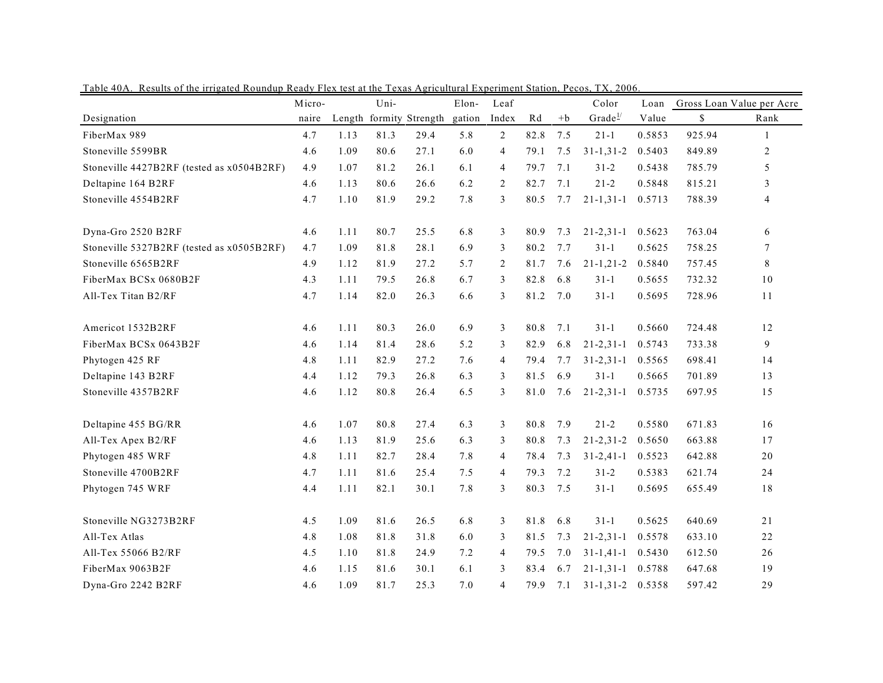Table 40A. Results of the irrigated Roundup Ready Flex test at the Texas Agricultural Experiment Station, Pecos, TX, 2006.

| Designation | Micronaire | Length | Uniformity | Strength | Elongation | Leaf Index | Rd | +b | Color Grade[1/] | Loan Value | Gross Loan Value per Acre $ | Gross Loan Value per Acre Rank |
|---|---|---|---|---|---|---|---|---|---|---|---|---|
| FiberMax 989 | 4.7 | 1.13 | 81.3 | 29.4 | 5.8 | 2 | 82.8 | 7.5 | 21-1 | 0.5853 | 925.94 | 1 |
| Stoneville 5599BR | 4.6 | 1.09 | 80.6 | 27.1 | 6.0 | 4 | 79.1 | 7.5 | 31-1,31-2 | 0.5403 | 849.89 | 2 |
| Stoneville 4427B2RF (tested as x0504B2RF) | 4.9 | 1.07 | 81.2 | 26.1 | 6.1 | 4 | 79.7 | 7.1 | 31-2 | 0.5438 | 785.79 | 5 |
| Deltapine 164 B2RF | 4.6 | 1.13 | 80.6 | 26.6 | 6.2 | 2 | 82.7 | 7.1 | 21-2 | 0.5848 | 815.21 | 3 |
| Stoneville 4554B2RF | 4.7 | 1.10 | 81.9 | 29.2 | 7.8 | 3 | 80.5 | 7.7 | 21-1,31-1 | 0.5713 | 788.39 | 4 |
| Dyna-Gro 2520 B2RF | 4.6 | 1.11 | 80.7 | 25.5 | 6.8 | 3 | 80.9 | 7.3 | 21-2,31-1 | 0.5623 | 763.04 | 6 |
| Stoneville 5327B2RF (tested as x0505B2RF) | 4.7 | 1.09 | 81.8 | 28.1 | 6.9 | 3 | 80.2 | 7.7 | 31-1 | 0.5625 | 758.25 | 7 |
| Stoneville 6565B2RF | 4.9 | 1.12 | 81.9 | 27.2 | 5.7 | 2 | 81.7 | 7.6 | 21-1,21-2 | 0.5840 | 757.45 | 8 |
| FiberMax BCSx 0680B2F | 4.3 | 1.11 | 79.5 | 26.8 | 6.7 | 3 | 82.8 | 6.8 | 31-1 | 0.5655 | 732.32 | 10 |
| All-Tex Titan B2/RF | 4.7 | 1.14 | 82.0 | 26.3 | 6.6 | 3 | 81.2 | 7.0 | 31-1 | 0.5695 | 728.96 | 11 |
| Americot 1532B2RF | 4.6 | 1.11 | 80.3 | 26.0 | 6.9 | 3 | 80.8 | 7.1 | 31-1 | 0.5660 | 724.48 | 12 |
| FiberMax BCSx 0643B2F | 4.6 | 1.14 | 81.4 | 28.6 | 5.2 | 3 | 82.9 | 6.8 | 21-2,31-1 | 0.5743 | 733.38 | 9 |
| Phytogen 425 RF | 4.8 | 1.11 | 82.9 | 27.2 | 7.6 | 4 | 79.4 | 7.7 | 31-2,31-1 | 0.5565 | 698.41 | 14 |
| Deltapine 143 B2RF | 4.4 | 1.12 | 79.3 | 26.8 | 6.3 | 3 | 81.5 | 6.9 | 31-1 | 0.5665 | 701.89 | 13 |
| Stoneville 4357B2RF | 4.6 | 1.12 | 80.8 | 26.4 | 6.5 | 3 | 81.0 | 7.6 | 21-2,31-1 | 0.5735 | 697.95 | 15 |
| Deltapine 455 BG/RR | 4.6 | 1.07 | 80.8 | 27.4 | 6.3 | 3 | 80.8 | 7.9 | 21-2 | 0.5580 | 671.83 | 16 |
| All-Tex Apex B2/RF | 4.6 | 1.13 | 81.9 | 25.6 | 6.3 | 3 | 80.8 | 7.3 | 21-2,31-2 | 0.5650 | 663.88 | 17 |
| Phytogen 485 WRF | 4.8 | 1.11 | 82.7 | 28.4 | 7.8 | 4 | 78.4 | 7.3 | 31-2,41-1 | 0.5523 | 642.88 | 20 |
| Stoneville 4700B2RF | 4.7 | 1.11 | 81.6 | 25.4 | 7.5 | 4 | 79.3 | 7.2 | 31-2 | 0.5383 | 621.74 | 24 |
| Phytogen 745 WRF | 4.4 | 1.11 | 82.1 | 30.1 | 7.8 | 3 | 80.3 | 7.5 | 31-1 | 0.5695 | 655.49 | 18 |
| Stoneville NG3273B2RF | 4.5 | 1.09 | 81.6 | 26.5 | 6.8 | 3 | 81.8 | 6.8 | 31-1 | 0.5625 | 640.69 | 21 |
| All-Tex Atlas | 4.8 | 1.08 | 81.8 | 31.8 | 6.0 | 3 | 81.5 | 7.3 | 21-2,31-1 | 0.5578 | 633.10 | 22 |
| All-Tex 55066 B2/RF | 4.5 | 1.10 | 81.8 | 24.9 | 7.2 | 4 | 79.5 | 7.0 | 31-1,41-1 | 0.5430 | 612.50 | 26 |
| FiberMax 9063B2F | 4.6 | 1.15 | 81.6 | 30.1 | 6.1 | 3 | 83.4 | 6.7 | 21-1,31-1 | 0.5788 | 647.68 | 19 |
| Dyna-Gro 2242 B2RF | 4.6 | 1.09 | 81.7 | 25.3 | 7.0 | 4 | 79.9 | 7.1 | 31-1,31-2 | 0.5358 | 597.42 | 29 |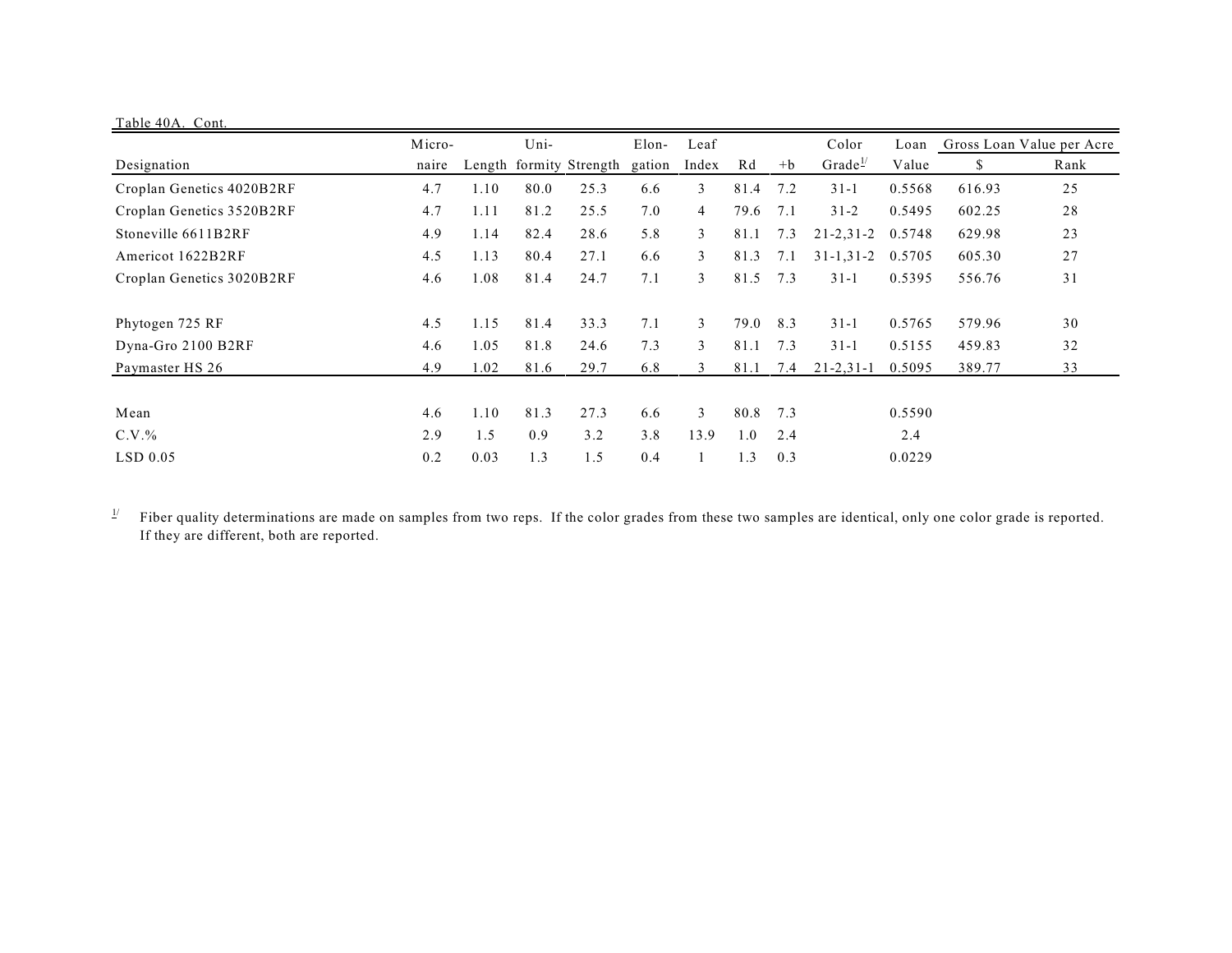Table 40A. Cont.

| Designation | Micro-naire | Length | Uni-formity | Strength | Elon-gation | Leaf Index | Rd | +b | Color Grade[1/] | Loan Value | Gross Loan Value per Acre $ | Rank |
|---|---|---|---|---|---|---|---|---|---|---|---|---|
| Croplan Genetics 4020B2RF | 4.7 | 1.10 | 80.0 | 25.3 | 6.6 | 3 | 81.4 | 7.2 | 31-1 | 0.5568 | 616.93 | 25 |
| Croplan Genetics 3520B2RF | 4.7 | 1.11 | 81.2 | 25.5 | 7.0 | 4 | 79.6 | 7.1 | 31-2 | 0.5495 | 602.25 | 28 |
| Stoneville 6611B2RF | 4.9 | 1.14 | 82.4 | 28.6 | 5.8 | 3 | 81.1 | 7.3 | 21-2,31-2 | 0.5748 | 629.98 | 23 |
| Americot 1622B2RF | 4.5 | 1.13 | 80.4 | 27.1 | 6.6 | 3 | 81.3 | 7.1 | 31-1,31-2 | 0.5705 | 605.30 | 27 |
| Croplan Genetics 3020B2RF | 4.6 | 1.08 | 81.4 | 24.7 | 7.1 | 3 | 81.5 | 7.3 | 31-1 | 0.5395 | 556.76 | 31 |
| Phytogen 725 RF | 4.5 | 1.15 | 81.4 | 33.3 | 7.1 | 3 | 79.0 | 8.3 | 31-1 | 0.5765 | 579.96 | 30 |
| Dyna-Gro 2100 B2RF | 4.6 | 1.05 | 81.8 | 24.6 | 7.3 | 3 | 81.1 | 7.3 | 31-1 | 0.5155 | 459.83 | 32 |
| Paymaster HS 26 | 4.9 | 1.02 | 81.6 | 29.7 | 6.8 | 3 | 81.1 | 7.4 | 21-2,31-1 | 0.5095 | 389.77 | 33 |
| Mean | 4.6 | 1.10 | 81.3 | 27.3 | 6.6 | 3 | 80.8 | 7.3 | | 0.5590 | | |
| C.V.% | 2.9 | 1.5 | 0.9 | 3.2 | 3.8 | 13.9 | 1.0 | 2.4 | | 2.4 | | |
| LSD 0.05 | 0.2 | 0.03 | 1.3 | 1.5 | 0.4 | 1 | 1.3 | 0.3 | | 0.0229 | | |

[1/] Fiber quality determinations are made on samples from two reps. If the color grades from these two samples are identical, only one color grade is reported. If they are different, both are reported.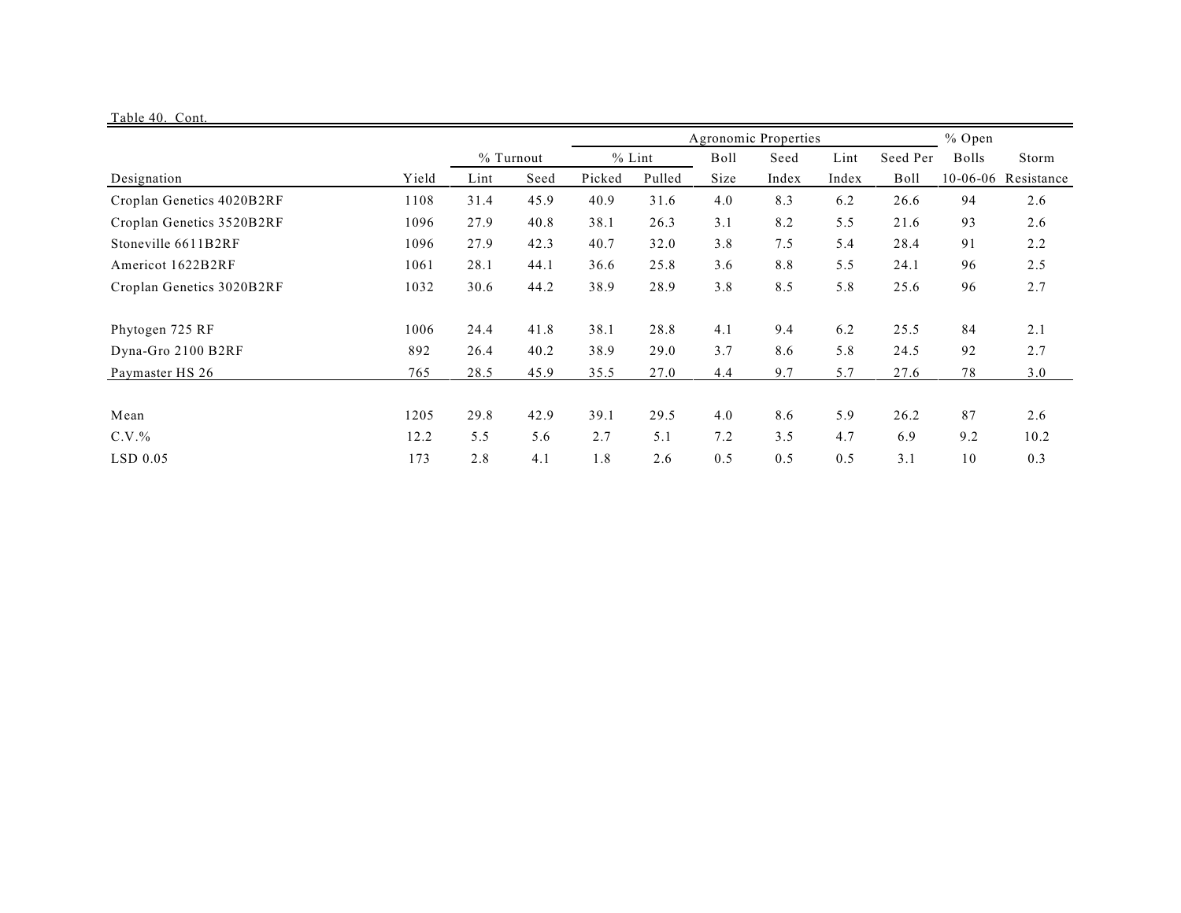Table 40. Cont.

| | | | | Agronomic Properties | | | | | | % Open | |
|---|---|---|---|---|---|---|---|---|---|---|---|
| | | % Turnout | | % Lint | | Boll | Seed | Lint | Seed Per | Bolls | Storm |
| Designation | Yield | Lint | Seed | Picked | Pulled | Size | Index | Index | Boll | 10-06-06 | Resistance |
| Croplan Genetics 4020B2RF | 1108 | 31.4 | 45.9 | 40.9 | 31.6 | 4.0 | 8.3 | 6.2 | 26.6 | 94 | 2.6 |
| Croplan Genetics 3520B2RF | 1096 | 27.9 | 40.8 | 38.1 | 26.3 | 3.1 | 8.2 | 5.5 | 21.6 | 93 | 2.6 |
| Stoneville 6611B2RF | 1096 | 27.9 | 42.3 | 40.7 | 32.0 | 3.8 | 7.5 | 5.4 | 28.4 | 91 | 2.2 |
| Americot 1622B2RF | 1061 | 28.1 | 44.1 | 36.6 | 25.8 | 3.6 | 8.8 | 5.5 | 24.1 | 96 | 2.5 |
| Croplan Genetics 3020B2RF | 1032 | 30.6 | 44.2 | 38.9 | 28.9 | 3.8 | 8.5 | 5.8 | 25.6 | 96 | 2.7 |
| Phytogen 725 RF | 1006 | 24.4 | 41.8 | 38.1 | 28.8 | 4.1 | 9.4 | 6.2 | 25.5 | 84 | 2.1 |
| Dyna-Gro 2100 B2RF | 892 | 26.4 | 40.2 | 38.9 | 29.0 | 3.7 | 8.6 | 5.8 | 24.5 | 92 | 2.7 |
| Paymaster HS 26 | 765 | 28.5 | 45.9 | 35.5 | 27.0 | 4.4 | 9.7 | 5.7 | 27.6 | 78 | 3.0 |
| Mean | 1205 | 29.8 | 42.9 | 39.1 | 29.5 | 4.0 | 8.6 | 5.9 | 26.2 | 87 | 2.6 |
| C.V.% | 12.2 | 5.5 | 5.6 | 2.7 | 5.1 | 7.2 | 3.5 | 4.7 | 6.9 | 9.2 | 10.2 |
| LSD 0.05 | 173 | 2.8 | 4.1 | 1.8 | 2.6 | 0.5 | 0.5 | 0.5 | 3.1 | 10 | 0.3 |